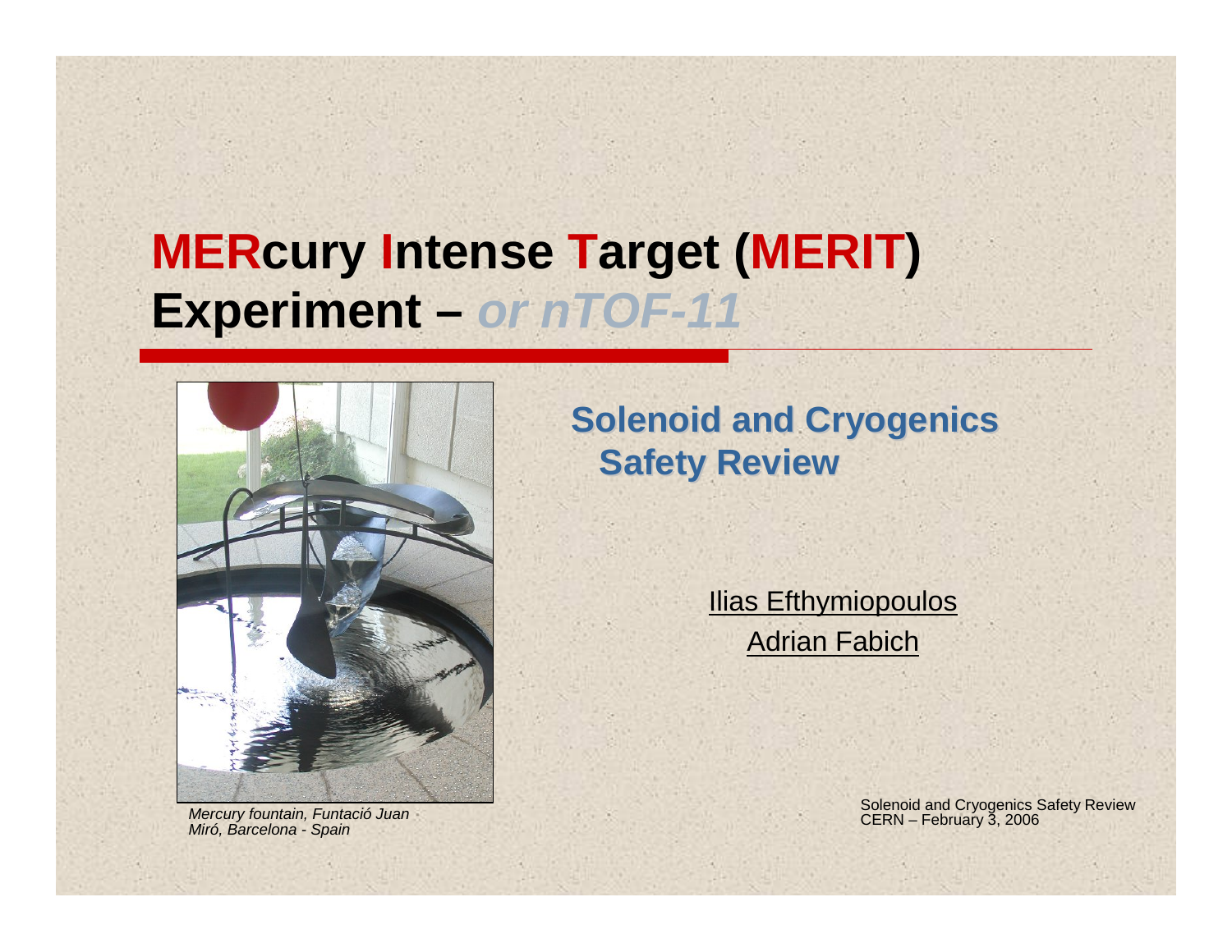# MERcury Intense Target (MERIT) Experiment – *or nTOF-11*

*Mercury fountain, Funtació Juan Miró, Barcelona - Spain*

## Solenoid and Cryogenics Safety Review

Ilias Efthymiopoulos

Adrian Fabich

Solenoid and Cryogenics Safety Review
CERN – February 3, 2006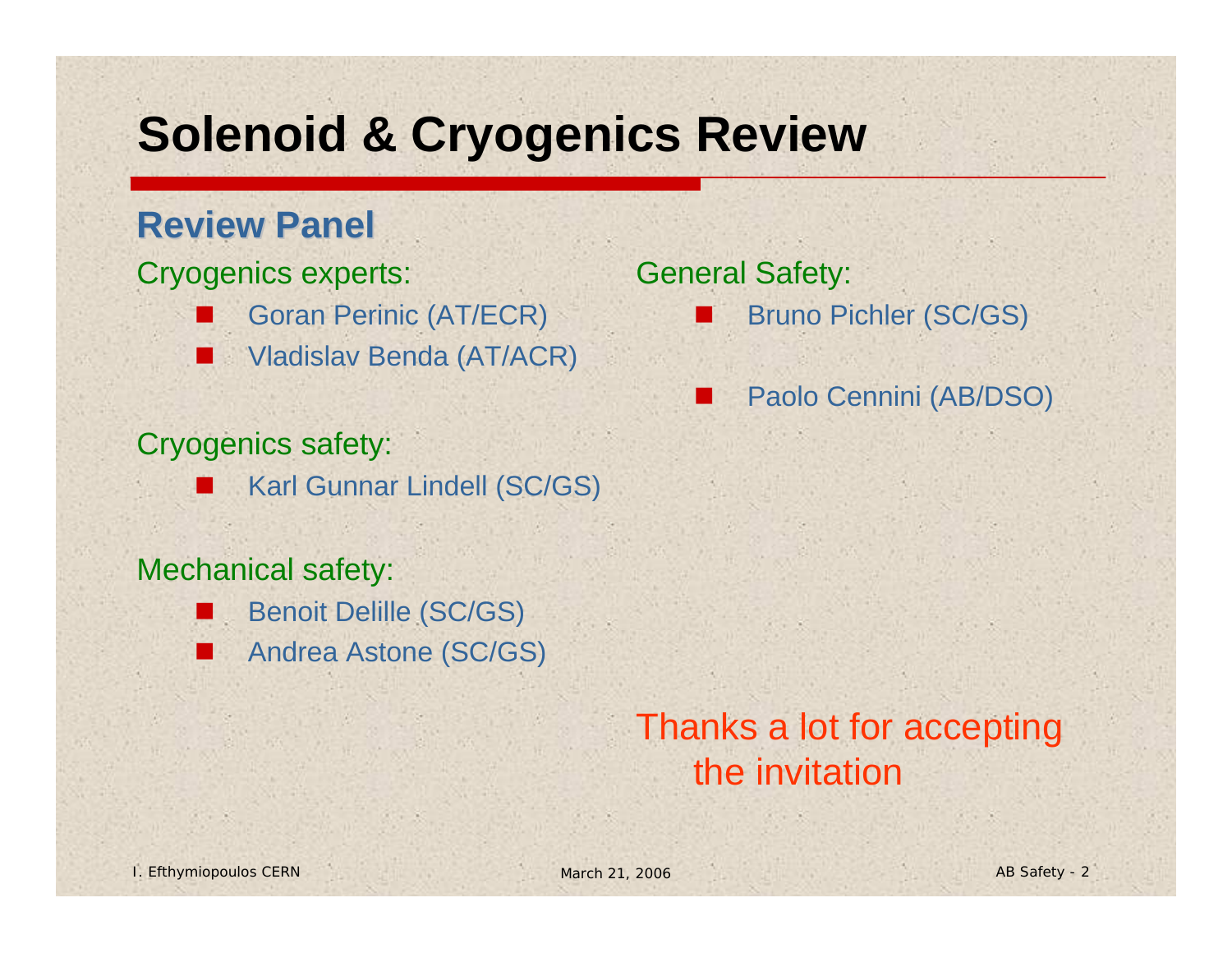# Solenoid & Cryogenics Review

## Review Panel

Cryogenics experts:

- Goran Perinic (AT/ECR)
- Vladislav Benda (AT/ACR)

Cryogenics safety:

- Karl Gunnar Lindell (SC/GS)

Mechanical safety:

- Benoit Delille (SC/GS)
- Andrea Astone (SC/GS)

General Safety:

- Bruno Pichler (SC/GS)
- Paolo Cennini (AB/DSO)

Thanks a lot for accepting the invitation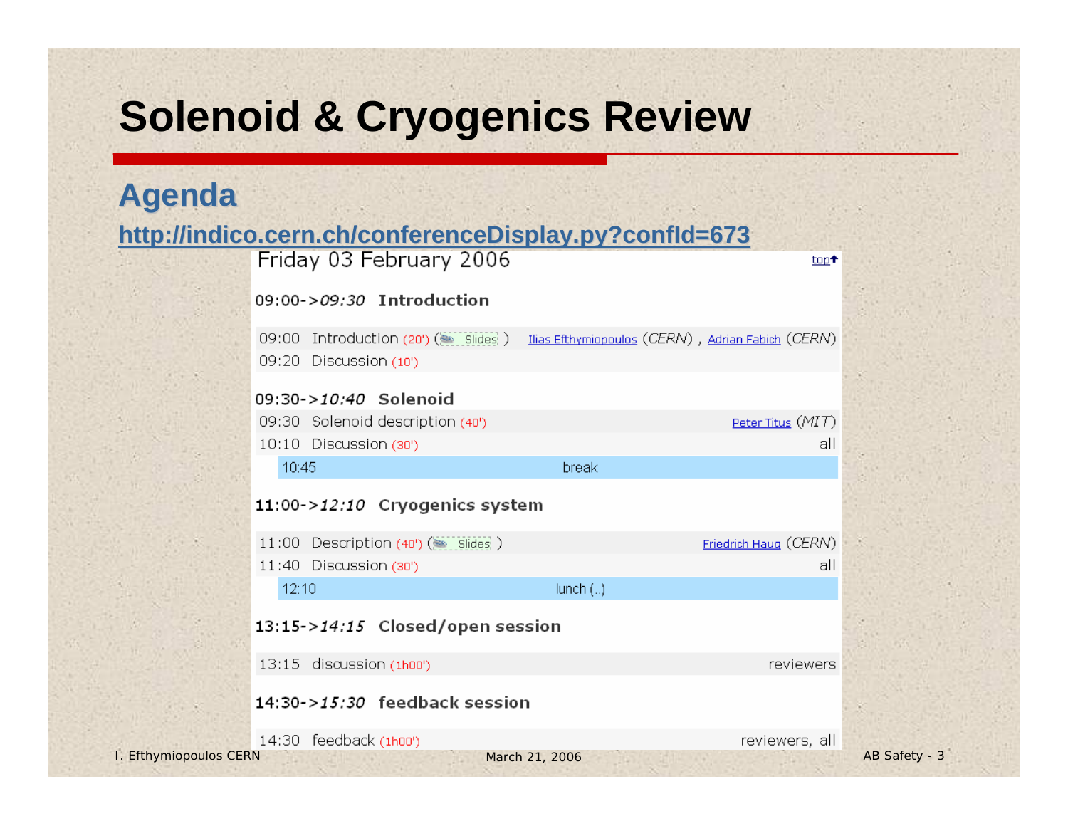# Solenoid & Cryogenics Review

## Agenda

http://indico.cern.ch/conferenceDisplay.py?confId=673

Friday 03 February 2006 — top

**09:00->*09:30* Introduction**

| | | |
|---|---|---|
| 09:00 | Introduction (20') ( Slides ) | Ilias Efthymiopoulos (*CERN*) , Adrian Fabich (*CERN*) |
| 09:20 | Discussion (10') | |

**09:30->*10:40* Solenoid**

| | | |
|---|---|---|
| 09:30 | Solenoid description (40') | Peter Titus (*MIT*) |
| 10:10 | Discussion (30') | all |
| 10:45 | break | |

**11:00->*12:10* Cryogenics system**

| | | |
|---|---|---|
| 11:00 | Description (40') ( Slides ) | Friedrich Haug (*CERN*) |
| 11:40 | Discussion (30') | all |
| 12:10 | lunch (..) | |

**13:15->*14:15* Closed/open session**

| | | |
|---|---|---|
| 13:15 | discussion (1h00') | reviewers |

**14:30->*15:30* feedback session**

| | | |
|---|---|---|
| 14:30 | feedback (1h00') | reviewers, all |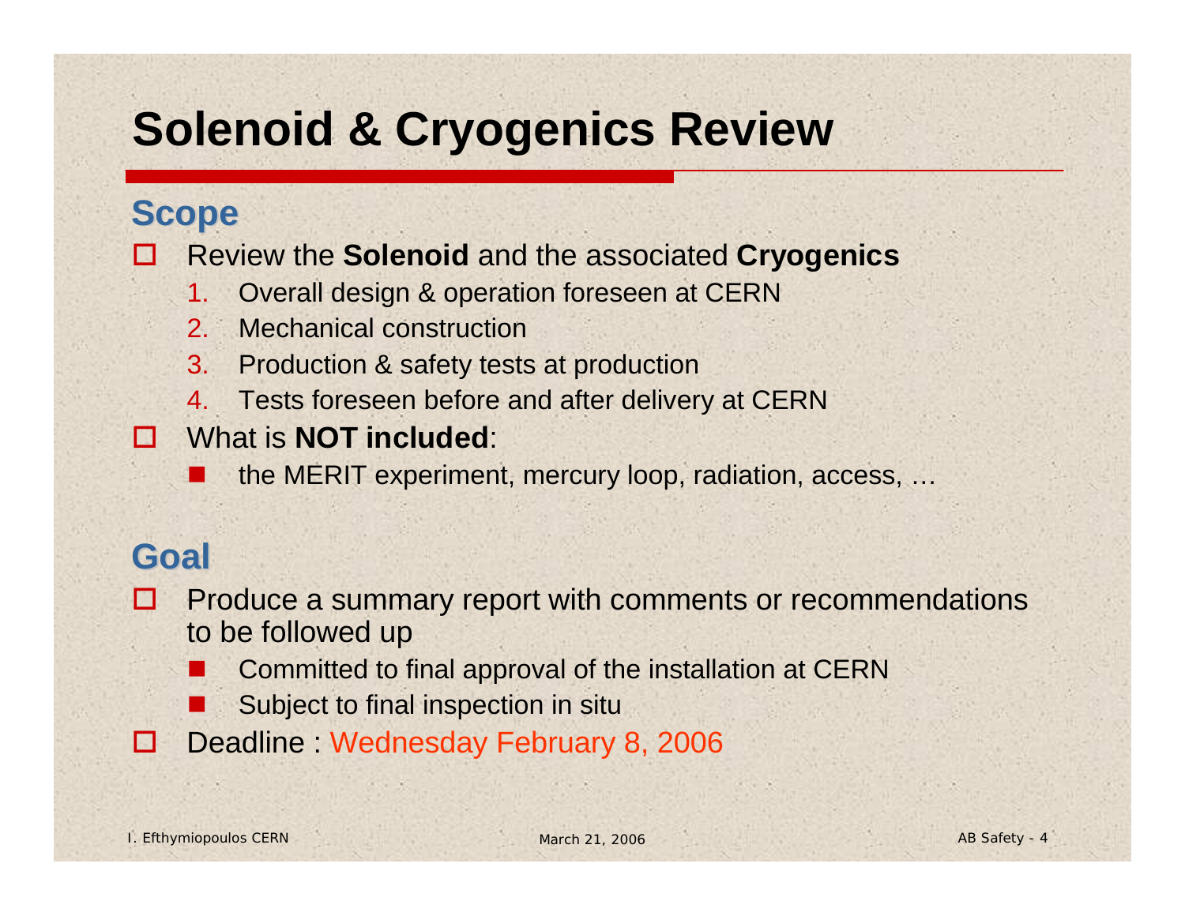# Solenoid & Cryogenics Review

## Scope

- Review the **Solenoid** and the associated **Cryogenics**
  1. Overall design & operation foreseen at CERN
  2. Mechanical construction
  3. Production & safety tests at production
  4. Tests foreseen before and after delivery at CERN
- What is **NOT included**:
  - the MERIT experiment, mercury loop, radiation, access, …

## Goal

- Produce a summary report with comments or recommendations to be followed up
  - Committed to final approval of the installation at CERN
  - Subject to final inspection in situ
- Deadline : Wednesday February 8, 2006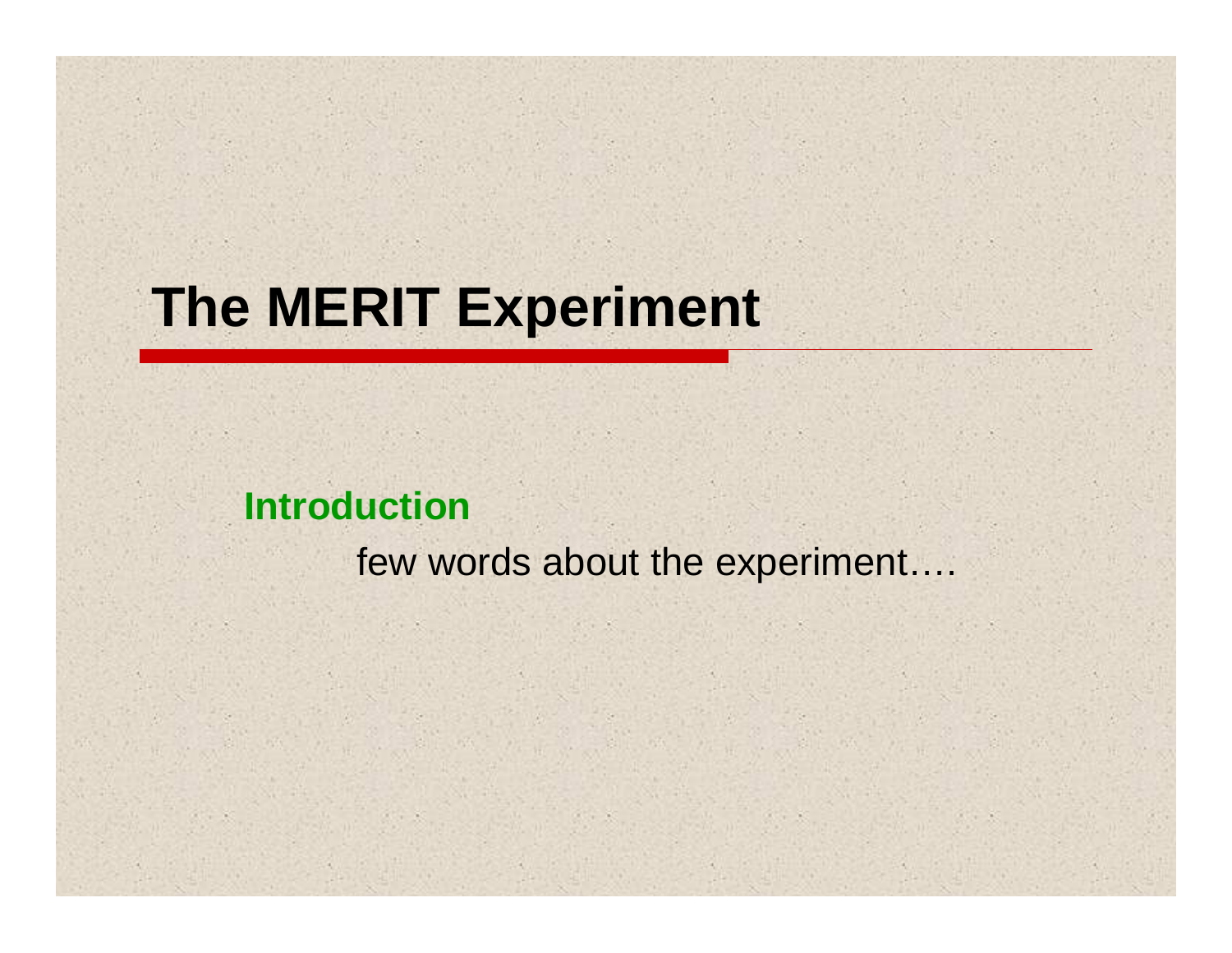# The MERIT Experiment

**Introduction**

few words about the experiment….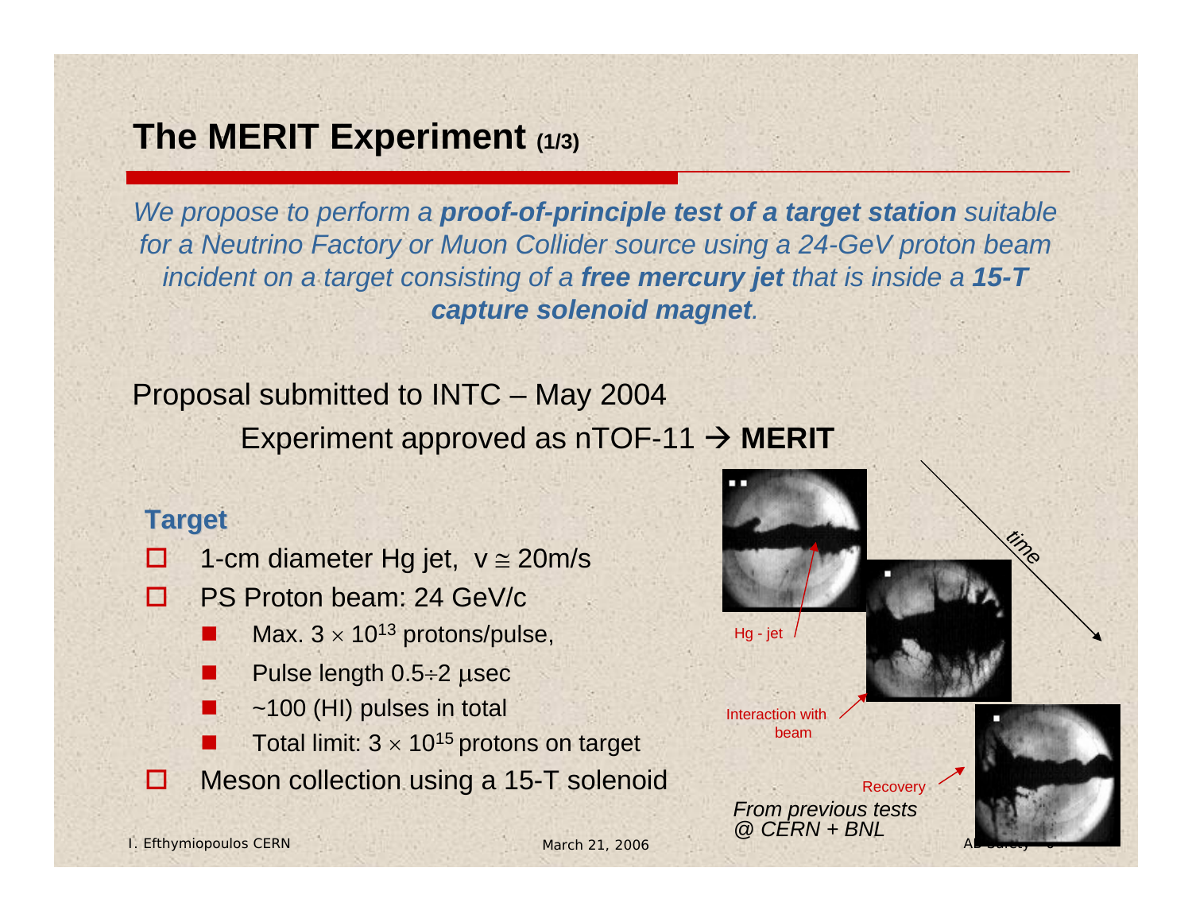# The MERIT Experiment (1/3)

*We propose to perform a **proof-of-principle test of a target station** suitable for a Neutrino Factory or Muon Collider source using a 24-GeV proton beam incident on a target consisting of a **free mercury jet** that is inside a **15-T capture solenoid magnet**.*

Proposal submitted to INTC – May 2004

Experiment approved as nTOF-11 → **MERIT**

**Target**

- 1-cm diameter Hg jet, $v \cong 20$m/s
- PS Proton beam: 24 GeV/c
  - Max. $3 \times 10^{13}$ protons/pulse,
  - Pulse length 0.5÷2 μsec
  - ~100 (HI) pulses in total
  - Total limit: $3 \times 10^{15}$ protons on target
- Meson collection using a 15-T solenoid

Hg - jet

Interaction with beam

Recovery

time

*From previous tests @ CERN + BNL*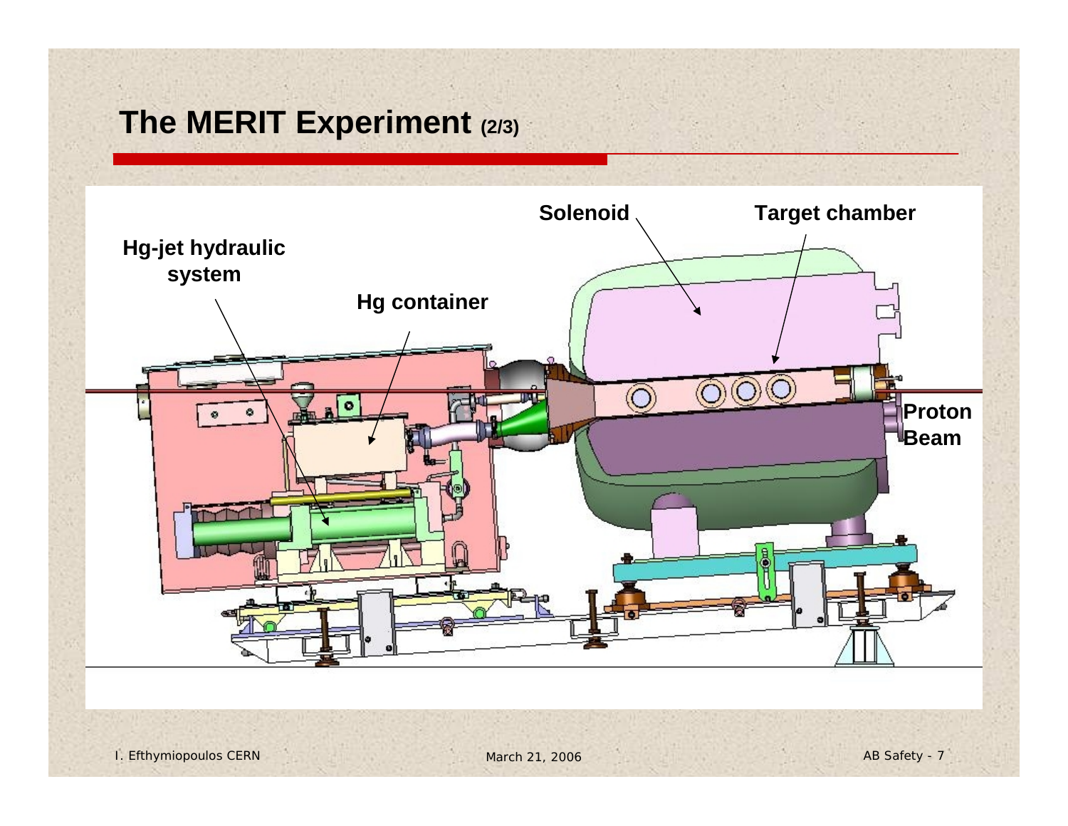# The MERIT Experiment (2/3)

Hg-jet hydraulic system

Hg container

Solenoid

Target chamber

Proton Beam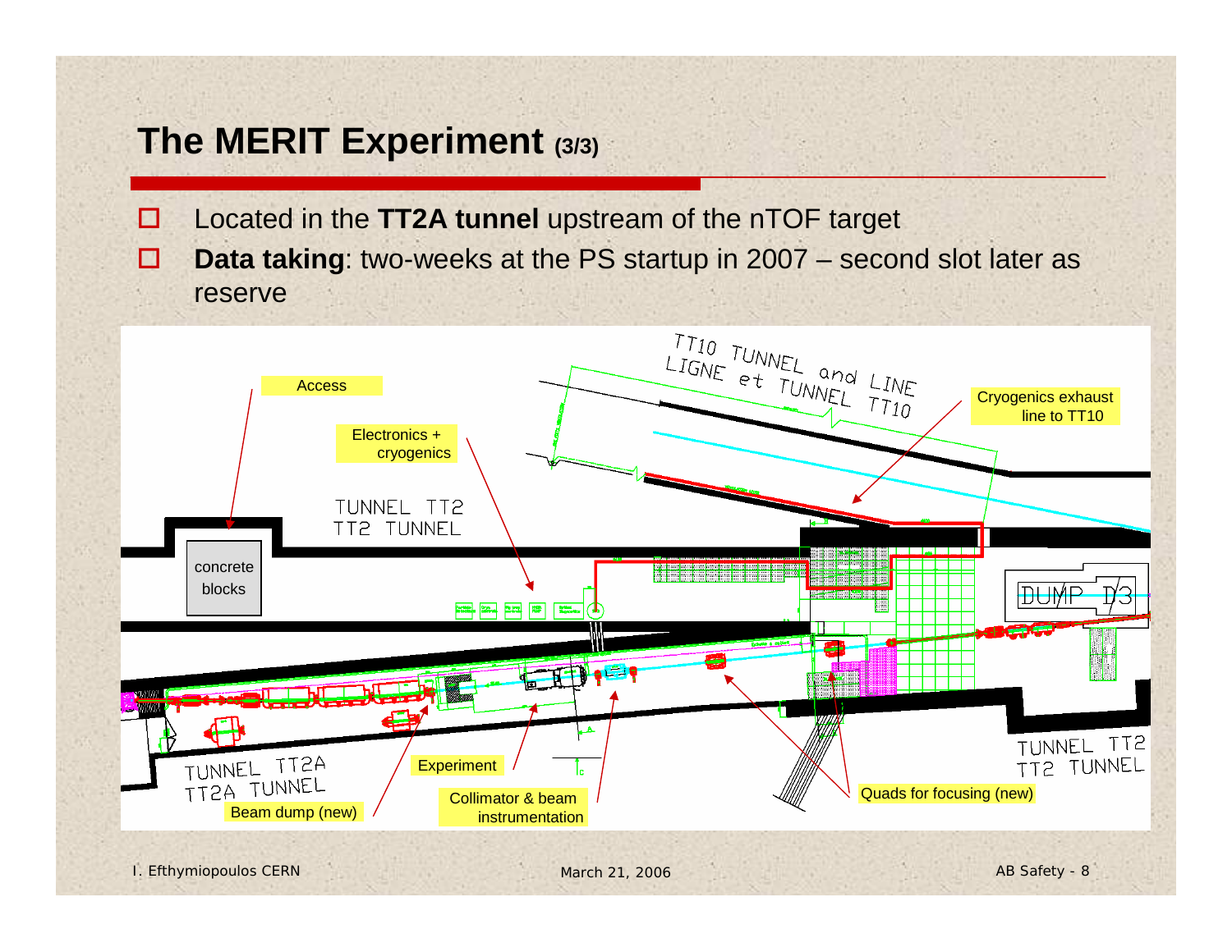# The MERIT Experiment (3/3)

- Located in the **TT2A tunnel** upstream of the nTOF target
- **Data taking**: two-weeks at the PS startup in 2007 – second slot later as reserve

TT10 TUNNEL and LINE
LIGNE et TUNNEL TT10

Access

Electronics + cryogenics

Cryogenics exhaust line to TT10

TUNNEL TT2
TT2 TUNNEL

concrete blocks

DUMP D3

TUNNEL TT2A
TT2A TUNNEL

Experiment

Beam dump (new)

Collimator & beam instrumentation

Quads for focusing (new)

TUNNEL TT2
TT2 TUNNEL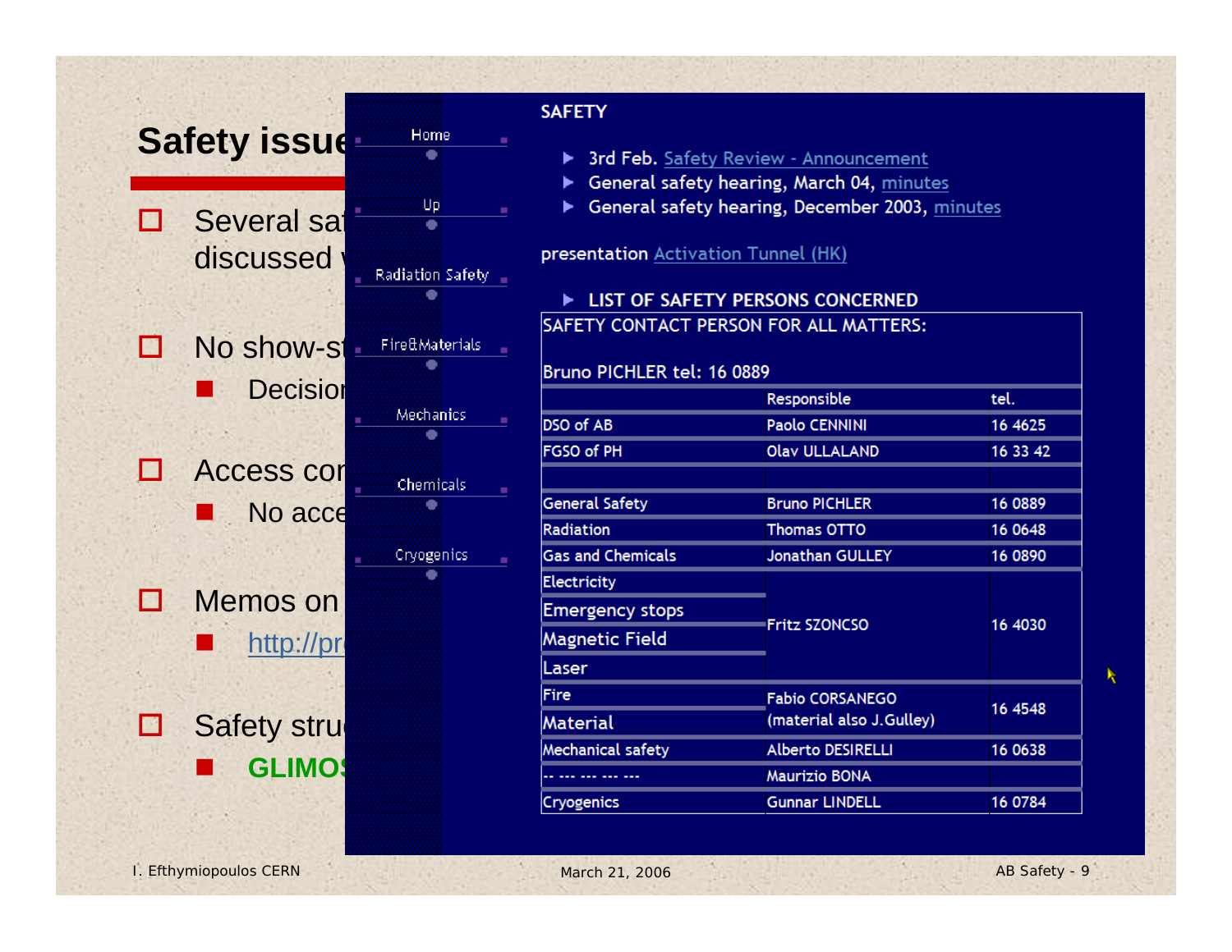# Safety issue

- Several sa discussed
- No show-s
  - Decisio
- Access co
  - No acce
- Memos on
  - http://pr
- Safety stru
  - **GLIMO**

Home

Up

Radiation Safety

Fire&Materials

Mechanics

Chemicals

Cryogenics

**SAFETY**

- 3rd Feb. Safety Review - Announcement
- General safety hearing, March 04, minutes
- General safety hearing, December 2003, minutes

presentation Activation Tunnel (HK)

- **LIST OF SAFETY PERSONS CONCERNED**

SAFETY CONTACT PERSON FOR ALL MATTERS:

Bruno PICHLER tel: 16 0889

| | Responsible | tel. |
|---|---|---|
| DSO of AB | Paolo CENNINI | 16 4625 |
| FGSO of PH | Olav ULLALAND | 16 33 42 |
| | | |
| General Safety | Bruno PICHLER | 16 0889 |
| Radiation | Thomas OTTO | 16 0648 |
| Gas and Chemicals | Jonathan GULLEY | 16 0890 |
| Electricity | Fritz SZONCSO | 16 4030 |
| Emergency stops | | |
| Magnetic Field | | |
| Laser | | |
| Fire | Fabio CORSANEGO (material also J.Gulley) | 16 4548 |
| Material | | |
| Mechanical safety | Alberto DESIRELLI | 16 0638 |
| -- --- --- --- --- | Maurizio BONA | |
| Cryogenics | Gunnar LINDELL | 16 0784 |

I. Efthymiopoulos CERN — March 21, 2006 — AB Safety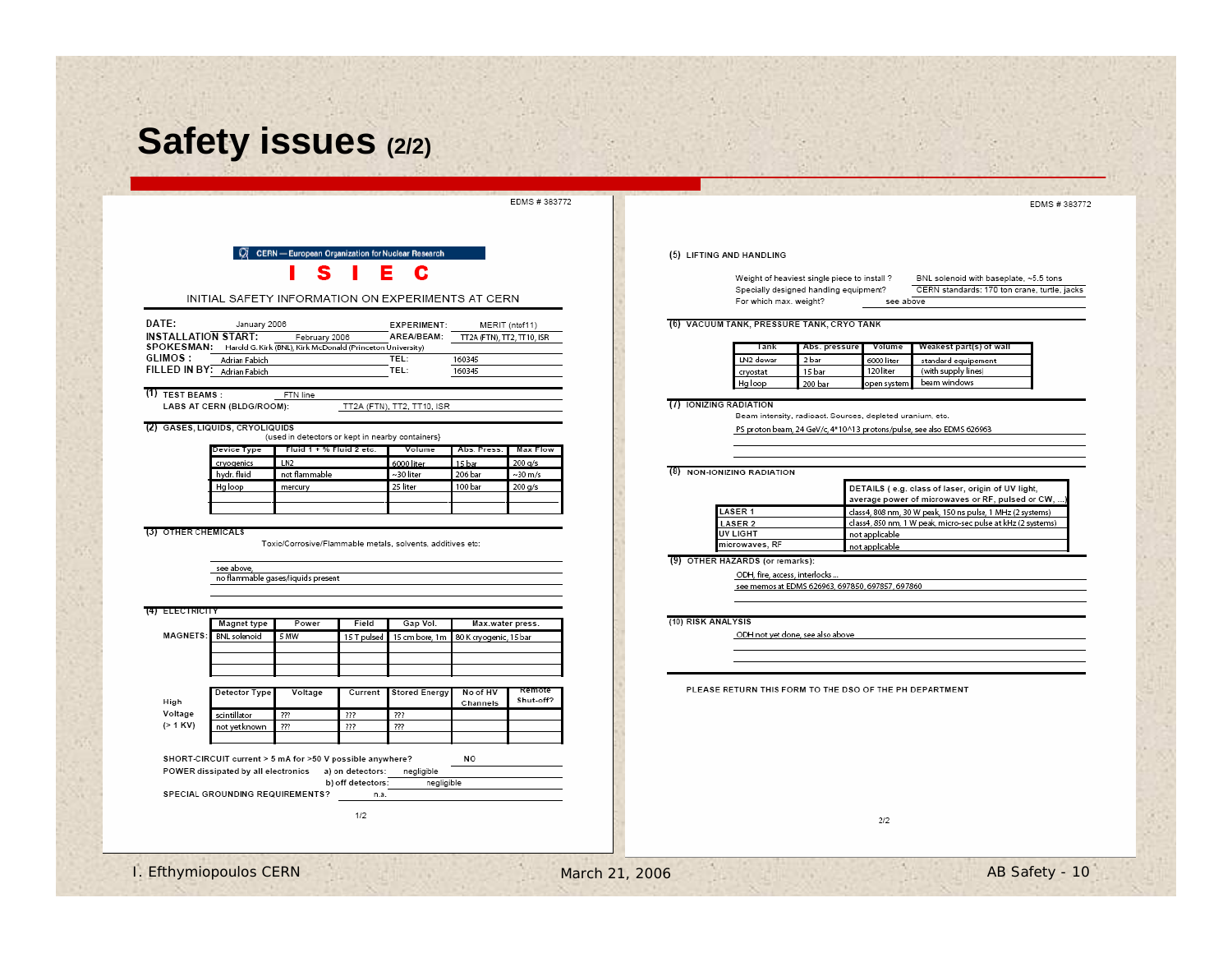# Safety issues (2/2)

EDMS # 383772

CERN — European Organization for Nuclear Research

## I S I E C

INITIAL SAFETY INFORMATION ON EXPERIMENTS AT CERN

| | | | |
|---|---|---|---|
| DATE: | January 2006 | EXPERIMENT: | MERIT (ntof11) |
| INSTALLATION START: | February 2006 | AREA/BEAM: | TT2A (FTN), TT2, TT10, ISR |
| SPOKESMAN: | Harold G. Kirk (BNL), Kirk McDonald (Princeton University) | | |
| GLIMOS: | Adrian Fabich | TEL: | 160345 |
| FILLED IN BY: | Adrian Fabich | TEL: | 160345 |

**(1) TEST BEAMS:** FTN line
LABS AT CERN (BLDG/ROOM): TT2A (FTN), TT2, TT10, ISR

**(2) GASES, LIQUIDS, CRYOLIQUIDS** (used in detectors or kept in nearby containers)

| Device Type | Fluid 1 + % Fluid 2 etc. | Volume | Abs. Press. | Max Flow |
|---|---|---|---|---|
| cryogenics | LN2 | 6000 liter | 15 bar | 200 g/s |
| hydr. fluid | not flammable | ~30 liter | 206 bar | ~30 m/s |
| Hg loop | mercury | 25 liter | 100 bar | 200 g/s |

**(3) OTHER CHEMICALS**

Toxic/Corrosive/Flammable metals, solvents, additives etc:

see above,
no flammable gases/liquids present

**(4) ELECTRICITY**

MAGNETS:

| Magnet type | Power | Field | Gap Vol. | Max.water press. |
|---|---|---|---|---|
| BNL solenoid | 5 MW | 15 T pulsed | 15 cm bore, 1m | 80 K cryogenic, 15 bar |

High Voltage (> 1 KV)

| Detector Type | Voltage | Current | Stored Energy | No of HV Channels | Remote Shut-off? |
|---|---|---|---|---|---|
| scintillator | ??? | ??? | ??? | | |
| not yet known | ??? | ??? | ??? | | |

SHORT-CIRCUIT current > 5 mA for >50 V possible anywhere? NO
POWER dissipated by all electronics a) on detectors: negligible
b) off detectors: negligible
SPECIAL GROUNDING REQUIREMENTS? n.a.

1/2

EDMS # 383772

**(5) LIFTING AND HANDLING**

Weight of heaviest single piece to install? BNL solenoid with baseplate, ~5.5 tons
Specially designed handling equipment? CERN standards: 170 ton crane, turtle, jacks
For which max. weight? see above

**(6) VACUUM TANK, PRESSURE TANK, CRYO TANK**

| Tank | Abs. pressure | Volume | Weakest part(s) of wall |
|---|---|---|---|
| LN2 dewar | 2 bar | 6000 liter | standard equipement |
| cryostat | 15 bar | 120 liter | (with supply lines) |
| Hg loop | 200 bar | open system | beam windows |

**(7) IONIZING RADIATION**

Beam intensity, radioact. Sources, depleted uranium, etc.
PS proton beam, 24 GeV/c, 4*10^13 protons/pulse, see also EDMS 626963

**(8) NON-IONIZING RADIATION**

| | DETAILS ( e.g. class of laser, origin of UV light, average power of microwaves or RF, pulsed or CW, ...) |
|---|---|
| LASER 1 | class4, 808 nm, 30 W peak, 150 ns pulse, 1 MHz (2 systems) |
| LASER 2 | class4, 850 nm, 1 W peak, micro-sec pulse at kHz (2 systems) |
| UV LIGHT | not applicable |
| microwaves, RF | not applicable |

**(9) OTHER HAZARDS** (or remarks):

ODH, fire, access, interlocks ...
see memos at EDMS 626963, 697850, 697857, 697860

**(10) RISK ANALYSIS**

ODH not yet done, see also above

PLEASE RETURN THIS FORM TO THE DSO OF THE PH DEPARTMENT

2/2